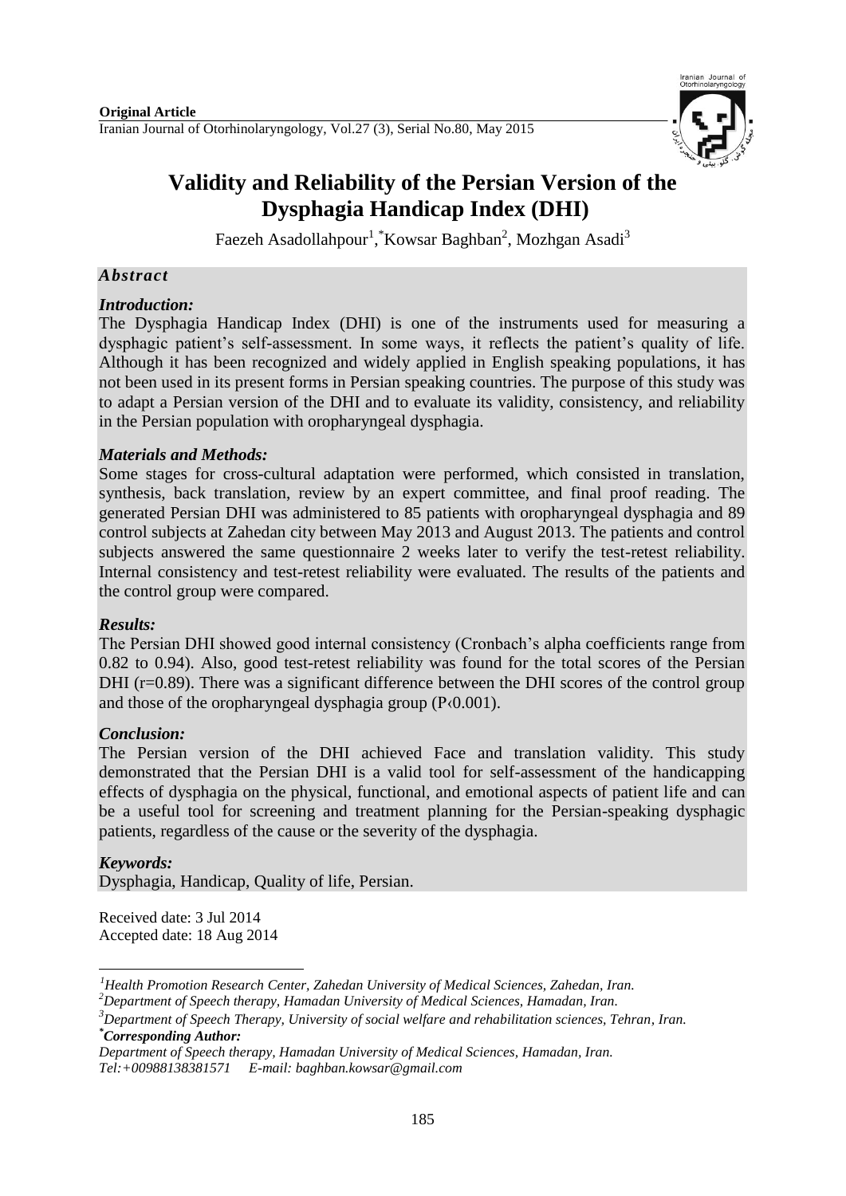**Original Article**

# Validity and Reliability of the Persian Version of the Dysphagia Handicap Index (DHI)

Faezeh Asadollahpour[1], *Kowsar Baghban[2], Mozhgan Asadi[3]

## *Abstract*

### *Introduction:*

The Dysphagia Handicap Index (DHI) is one of the instruments used for measuring a dysphagic patient's self-assessment. In some ways, it reflects the patient's quality of life. Although it has been recognized and widely applied in English speaking populations, it has not been used in its present forms in Persian speaking countries. The purpose of this study was to adapt a Persian version of the DHI and to evaluate its validity, consistency, and reliability in the Persian population with oropharyngeal dysphagia.

### *Materials and Methods:*

Some stages for cross-cultural adaptation were performed, which consisted in translation, synthesis, back translation, review by an expert committee, and final proof reading. The generated Persian DHI was administered to 85 patients with oropharyngeal dysphagia and 89 control subjects at Zahedan city between May 2013 and August 2013. The patients and control subjects answered the same questionnaire 2 weeks later to verify the test-retest reliability. Internal consistency and test-retest reliability were evaluated. The results of the patients and the control group were compared.

### *Results:*

The Persian DHI showed good internal consistency (Cronbach's alpha coefficients range from 0.82 to 0.94). Also, good test-retest reliability was found for the total scores of the Persian DHI (r=0.89). There was a significant difference between the DHI scores of the control group and those of the oropharyngeal dysphagia group (P‹0.001).

### *Conclusion:*

The Persian version of the DHI achieved Face and translation validity. This study demonstrated that the Persian DHI is a valid tool for self-assessment of the handicapping effects of dysphagia on the physical, functional, and emotional aspects of patient life and can be a useful tool for screening and treatment planning for the Persian-speaking dysphagic patients, regardless of the cause or the severity of the dysphagia.

### *Keywords:*

Dysphagia, Handicap, Quality of life, Persian.

Received date: 3 Jul 2014
Accepted date: 18 Aug 2014

---

[1] *Health Promotion Research Center, Zahedan University of Medical Sciences, Zahedan, Iran.*
[2] *Department of Speech therapy, Hamadan University of Medical Sciences, Hamadan, Iran.*
[3] *Department of Speech Therapy, University of social welfare and rehabilitation sciences, Tehran, Iran.*
***Corresponding Author:***
*Department of Speech therapy, Hamadan University of Medical Sciences, Hamadan, Iran.*
*Tel:+00988138381571 E-mail: baghban.kowsar@gmail.com*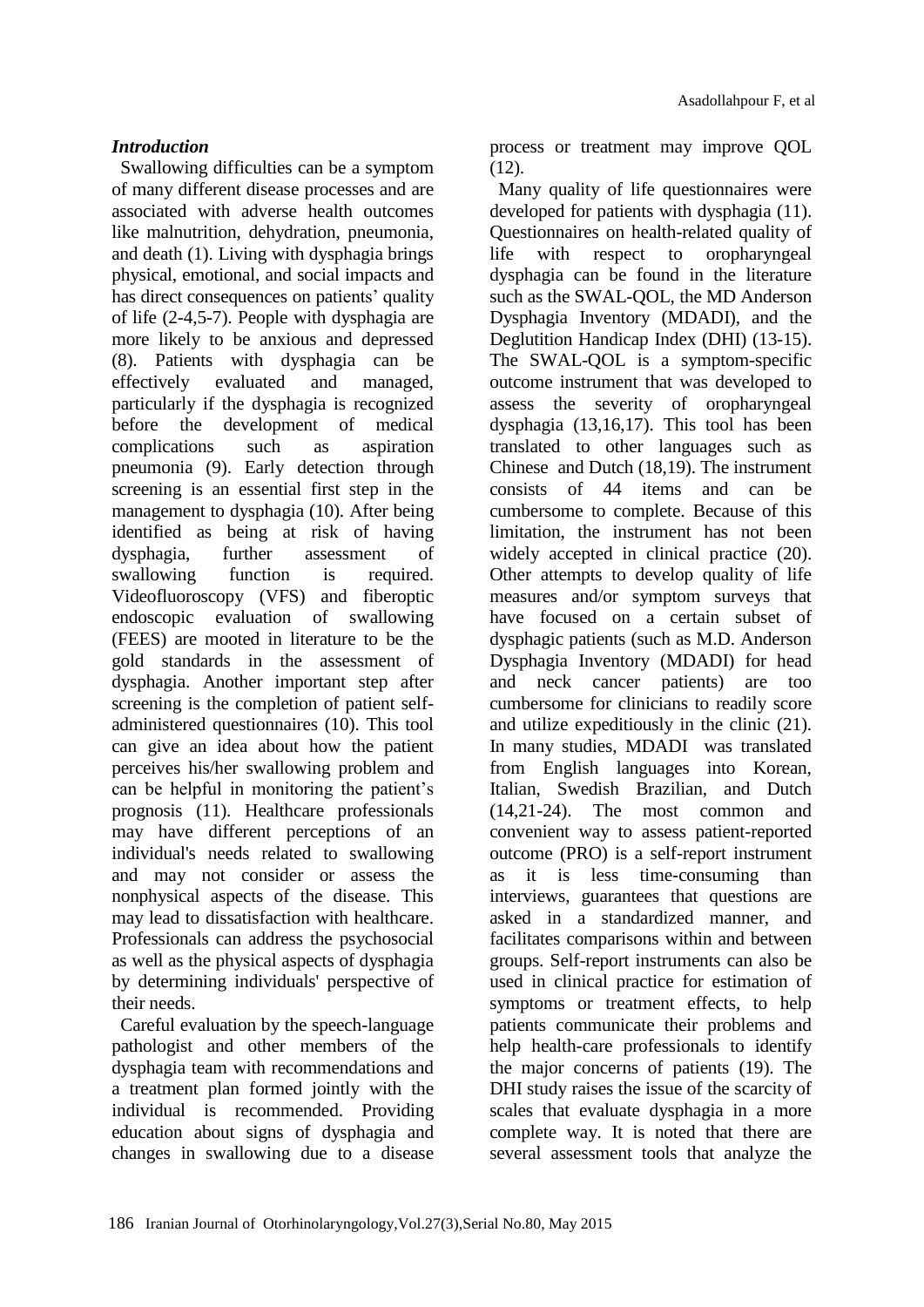### *Introduction*

Swallowing difficulties can be a symptom of many different disease processes and are associated with adverse health outcomes like malnutrition, dehydration, pneumonia, and death (1). Living with dysphagia brings physical, emotional, and social impacts and has direct consequences on patients' quality of life (2-4,5-7). People with dysphagia are more likely to be anxious and depressed (8). Patients with dysphagia can be effectively evaluated and managed, particularly if the dysphagia is recognized before the development of medical complications such as aspiration pneumonia (9). Early detection through screening is an essential first step in the management to dysphagia (10). After being identified as being at risk of having dysphagia, further assessment of swallowing function is required. Videofluoroscopy (VFS) and fiberoptic endoscopic evaluation of swallowing (FEES) are mooted in literature to be the gold standards in the assessment of dysphagia. Another important step after screening is the completion of patient self-administered questionnaires (10). This tool can give an idea about how the patient perceives his/her swallowing problem and can be helpful in monitoring the patient's prognosis (11). Healthcare professionals may have different perceptions of an individual's needs related to swallowing and may not consider or assess the nonphysical aspects of the disease. This may lead to dissatisfaction with healthcare. Professionals can address the psychosocial as well as the physical aspects of dysphagia by determining individuals' perspective of their needs.

Careful evaluation by the speech-language pathologist and other members of the dysphagia team with recommendations and a treatment plan formed jointly with the individual is recommended. Providing education about signs of dysphagia and changes in swallowing due to a disease process or treatment may improve QOL (12).

Many quality of life questionnaires were developed for patients with dysphagia (11). Questionnaires on health-related quality of life with respect to oropharyngeal dysphagia can be found in the literature such as the SWAL-QOL, the MD Anderson Dysphagia Inventory (MDADI), and the Deglutition Handicap Index (DHI) (13-15). The SWAL-QOL is a symptom-specific outcome instrument that was developed to assess the severity of oropharyngeal dysphagia (13,16,17). This tool has been translated to other languages such as Chinese and Dutch (18,19). The instrument consists of 44 items and can be cumbersome to complete. Because of this limitation, the instrument has not been widely accepted in clinical practice (20). Other attempts to develop quality of life measures and/or symptom surveys that have focused on a certain subset of dysphagic patients (such as M.D. Anderson Dysphagia Inventory (MDADI) for head and neck cancer patients) are too cumbersome for clinicians to readily score and utilize expeditiously in the clinic (21). In many studies, MDADI was translated from English languages into Korean, Italian, Swedish Brazilian, and Dutch (14,21-24). The most common and convenient way to assess patient-reported outcome (PRO) is a self-report instrument as it is less time-consuming than interviews, guarantees that questions are asked in a standardized manner, and facilitates comparisons within and between groups. Self-report instruments can also be used in clinical practice for estimation of symptoms or treatment effects, to help patients communicate their problems and help health-care professionals to identify the major concerns of patients (19). The DHI study raises the issue of the scarcity of scales that evaluate dysphagia in a more complete way. It is noted that there are several assessment tools that analyze the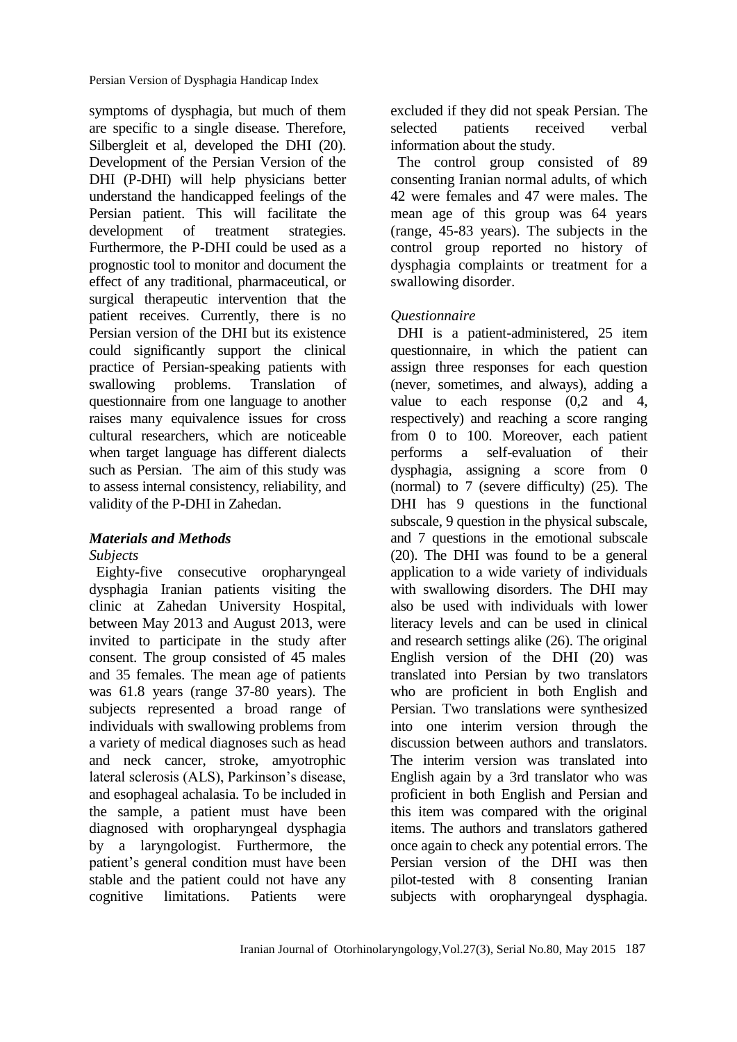symptoms of dysphagia, but much of them are specific to a single disease. Therefore, Silbergleit et al, developed the DHI (20). Development of the Persian Version of the DHI (P-DHI) will help physicians better understand the handicapped feelings of the Persian patient. This will facilitate the development of treatment strategies. Furthermore, the P-DHI could be used as a prognostic tool to monitor and document the effect of any traditional, pharmaceutical, or surgical therapeutic intervention that the patient receives. Currently, there is no Persian version of the DHI but its existence could significantly support the clinical practice of Persian-speaking patients with swallowing problems. Translation of questionnaire from one language to another raises many equivalence issues for cross cultural researchers, which are noticeable when target language has different dialects such as Persian. The aim of this study was to assess internal consistency, reliability, and validity of the P-DHI in Zahedan.

## *Materials and Methods*

### *Subjects*

Eighty-five consecutive oropharyngeal dysphagia Iranian patients visiting the clinic at Zahedan University Hospital, between May 2013 and August 2013, were invited to participate in the study after consent. The group consisted of 45 males and 35 females. The mean age of patients was 61.8 years (range 37-80 years). The subjects represented a broad range of individuals with swallowing problems from a variety of medical diagnoses such as head and neck cancer, stroke, amyotrophic lateral sclerosis (ALS), Parkinson's disease, and esophageal achalasia. To be included in the sample, a patient must have been diagnosed with oropharyngeal dysphagia by a laryngologist. Furthermore, the patient's general condition must have been stable and the patient could not have any cognitive limitations. Patients were excluded if they did not speak Persian. The selected patients received verbal information about the study.

The control group consisted of 89 consenting Iranian normal adults, of which 42 were females and 47 were males. The mean age of this group was 64 years (range, 45-83 years). The subjects in the control group reported no history of dysphagia complaints or treatment for a swallowing disorder.

### *Questionnaire*

DHI is a patient-administered, 25 item questionnaire, in which the patient can assign three responses for each question (never, sometimes, and always), adding a value to each response (0,2 and 4, respectively) and reaching a score ranging from 0 to 100. Moreover, each patient performs a self-evaluation of their dysphagia, assigning a score from 0 (normal) to 7 (severe difficulty) (25). The DHI has 9 questions in the functional subscale, 9 question in the physical subscale, and 7 questions in the emotional subscale (20). The DHI was found to be a general application to a wide variety of individuals with swallowing disorders. The DHI may also be used with individuals with lower literacy levels and can be used in clinical and research settings alike (26). The original English version of the DHI (20) was translated into Persian by two translators who are proficient in both English and Persian. Two translations were synthesized into one interim version through the discussion between authors and translators. The interim version was translated into English again by a 3rd translator who was proficient in both English and Persian and this item was compared with the original items. The authors and translators gathered once again to check any potential errors. The Persian version of the DHI was then pilot-tested with 8 consenting Iranian subjects with oropharyngeal dysphagia.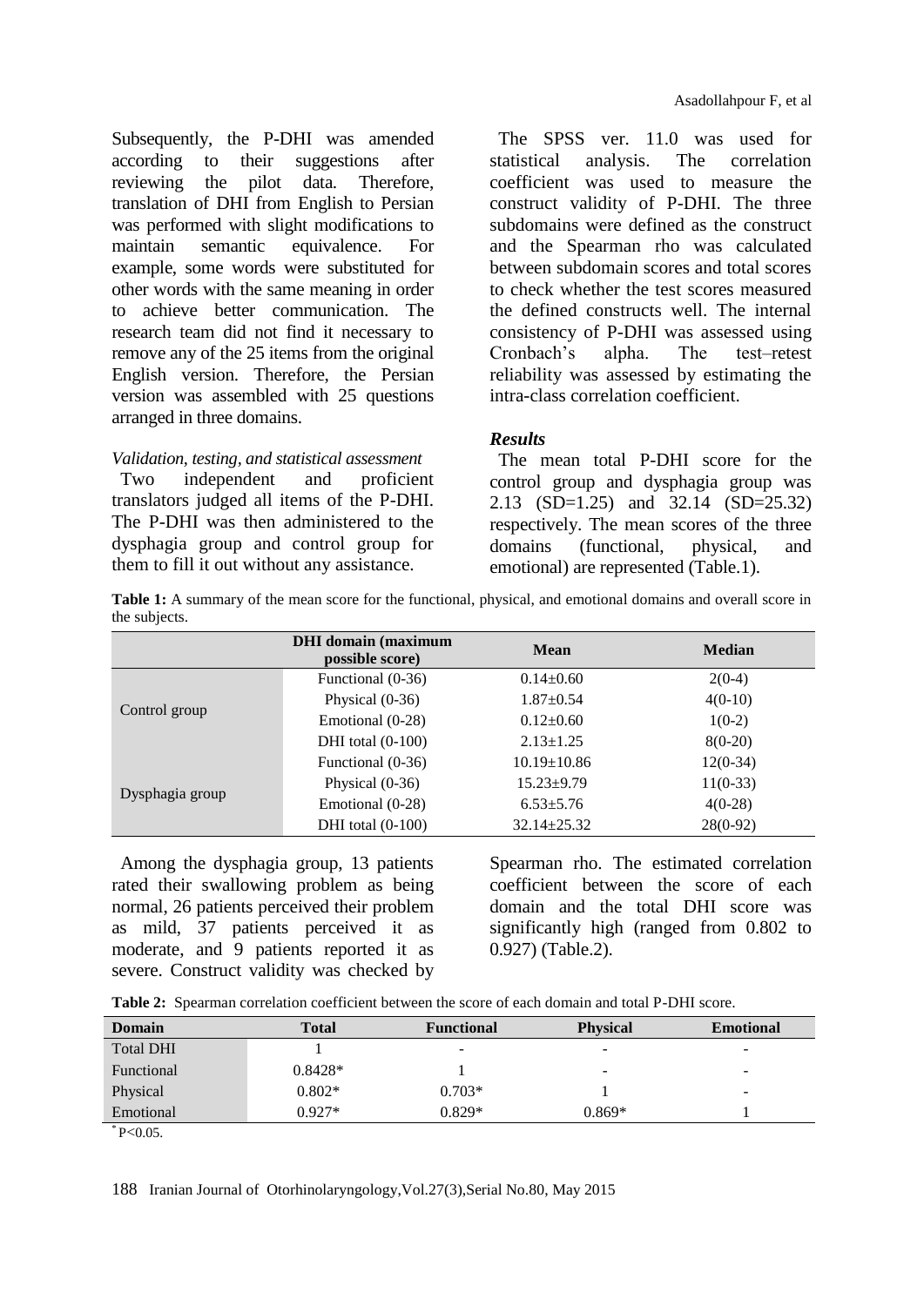Subsequently, the P-DHI was amended according to their suggestions after reviewing the pilot data. Therefore, translation of DHI from English to Persian was performed with slight modifications to maintain semantic equivalence. For example, some words were substituted for other words with the same meaning in order to achieve better communication. The research team did not find it necessary to remove any of the 25 items from the original English version. Therefore, the Persian version was assembled with 25 questions arranged in three domains.

*Validation, testing, and statistical assessment*

Two independent and proficient translators judged all items of the P-DHI. The P-DHI was then administered to the dysphagia group and control group for them to fill it out without any assistance.

The SPSS ver. 11.0 was used for statistical analysis. The correlation coefficient was used to measure the construct validity of P-DHI. The three subdomains were defined as the construct and the Spearman rho was calculated between subdomain scores and total scores to check whether the test scores measured the defined constructs well. The internal consistency of P-DHI was assessed using Cronbach's alpha. The test–retest reliability was assessed by estimating the intra-class correlation coefficient.

### *Results*

The mean total P-DHI score for the control group and dysphagia group was 2.13 (SD=1.25) and 32.14 (SD=25.32) respectively. The mean scores of the three domains (functional, physical, and emotional) are represented (Table.1).

**Table 1:** A summary of the mean score for the functional, physical, and emotional domains and overall score in the subjects.

| | DHI domain (maximum possible score) | Mean | Median |
|---|---|---|---|
| Control group | Functional (0-36) | 0.14±0.60 | 2(0-4) |
| | Physical (0-36) | 1.87±0.54 | 4(0-10) |
| | Emotional (0-28) | 0.12±0.60 | 1(0-2) |
| | DHI total (0-100) | 2.13±1.25 | 8(0-20) |
| Dysphagia group | Functional (0-36) | 10.19±10.86 | 12(0-34) |
| | Physical (0-36) | 15.23±9.79 | 11(0-33) |
| | Emotional (0-28) | 6.53±5.76 | 4(0-28) |
| | DHI total (0-100) | 32.14±25.32 | 28(0-92) |

Among the dysphagia group, 13 patients rated their swallowing problem as being normal, 26 patients perceived their problem as mild, 37 patients perceived it as moderate, and 9 patients reported it as severe. Construct validity was checked by Spearman rho. The estimated correlation coefficient between the score of each domain and the total DHI score was significantly high (ranged from 0.802 to 0.927) (Table.2).

**Table 2:** Spearman correlation coefficient between the score of each domain and total P-DHI score.

| Domain | Total | Functional | Physical | Emotional |
|---|---|---|---|---|
| Total DHI | 1 | - | - | - |
| Functional | 0.8428* | 1 | - | - |
| Physical | 0.802* | 0.703* | 1 | - |
| Emotional | 0.927* | 0.829* | 0.869* | 1 |

* $P<0.05$.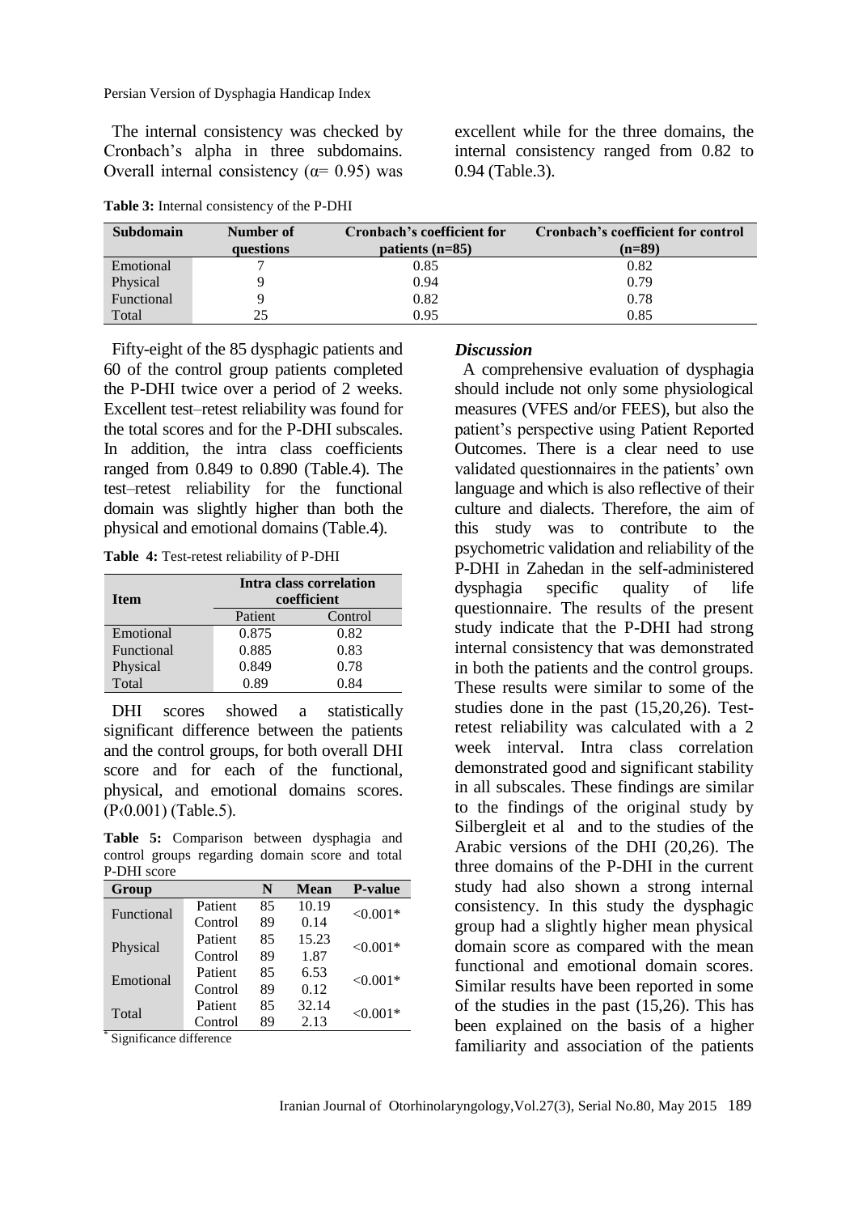The internal consistency was checked by Cronbach's alpha in three subdomains. Overall internal consistency (α= 0.95) was excellent while for the three domains, the internal consistency ranged from 0.82 to 0.94 (Table.3).

**Table 3:** Internal consistency of the P-DHI

| Subdomain | Number of questions | Cronbach's coefficient for patients (n=85) | Cronbach's coefficient for control (n=89) |
|---|---|---|---|
| Emotional | 7 | 0.85 | 0.82 |
| Physical | 9 | 0.94 | 0.79 |
| Functional | 9 | 0.82 | 0.78 |
| Total | 25 | 0.95 | 0.85 |

Fifty-eight of the 85 dysphagic patients and 60 of the control group patients completed the P-DHI twice over a period of 2 weeks. Excellent test–retest reliability was found for the total scores and for the P-DHI subscales. In addition, the intra class coefficients ranged from 0.849 to 0.890 (Table.4). The test–retest reliability for the functional domain was slightly higher than both the physical and emotional domains (Table.4).

**Table 4:** Test-retest reliability of P-DHI

| Item | Intra class correlation coefficient | |
|---|---|---|
| | Patient | Control |
| Emotional | 0.875 | 0.82 |
| Functional | 0.885 | 0.83 |
| Physical | 0.849 | 0.78 |
| Total | 0.89 | 0.84 |

DHI scores showed a statistically significant difference between the patients and the control groups, for both overall DHI score and for each of the functional, physical, and emotional domains scores. (P‹0.001) (Table.5).

**Table 5:** Comparison between dysphagia and control groups regarding domain score and total P-DHI score

| Group | | N | Mean | P-value |
|---|---|---|---|---|
| Functional | Patient | 85 | 10.19 | <0.001* |
| | Control | 89 | 0.14 | |
| Physical | Patient | 85 | 15.23 | <0.001* |
| | Control | 89 | 1.87 | |
| Emotional | Patient | 85 | 6.53 | <0.001* |
| | Control | 89 | 0.12 | |
| Total | Patient | 85 | 32.14 | <0.001* |
| | Control | 89 | 2.13 | |

* Significance difference

### *Discussion*

A comprehensive evaluation of dysphagia should include not only some physiological measures (VFES and/or FEES), but also the patient's perspective using Patient Reported Outcomes. There is a clear need to use validated questionnaires in the patients' own language and which is also reflective of their culture and dialects. Therefore, the aim of this study was to contribute to the psychometric validation and reliability of the P-DHI in Zahedan in the self-administered dysphagia specific quality of life questionnaire. The results of the present study indicate that the P-DHI had strong internal consistency that was demonstrated in both the patients and the control groups. These results were similar to some of the studies done in the past (15,20,26). Test-retest reliability was calculated with a 2 week interval. Intra class correlation demonstrated good and significant stability in all subscales. These findings are similar to the findings of the original study by Silbergleit et al and to the studies of the Arabic versions of the DHI (20,26). The three domains of the P-DHI in the current study had also shown a strong internal consistency. In this study the dysphagic group had a slightly higher mean physical domain score as compared with the mean functional and emotional domain scores. Similar results have been reported in some of the studies in the past (15,26). This has been explained on the basis of a higher familiarity and association of the patients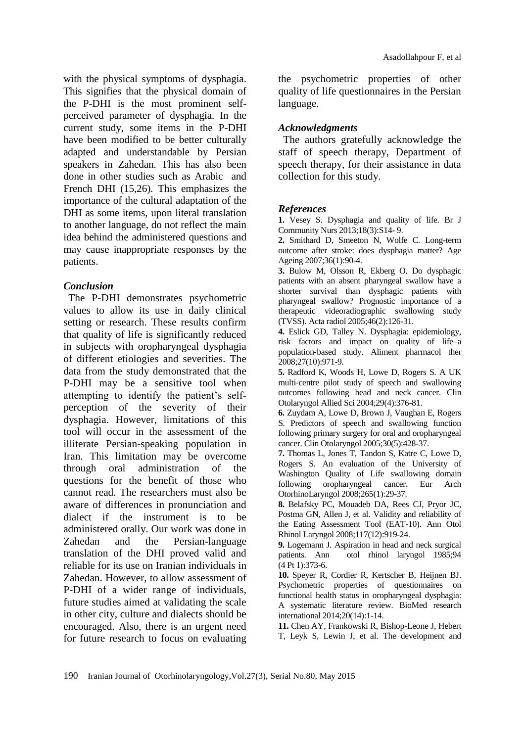with the physical symptoms of dysphagia. This signifies that the physical domain of the P-DHI is the most prominent self-perceived parameter of dysphagia. In the current study, some items in the P-DHI have been modified to be better culturally adapted and understandable by Persian speakers in Zahedan. This has also been done in other studies such as Arabic and French DHI (15,26). This emphasizes the importance of the cultural adaptation of the DHI as some items, upon literal translation to another language, do not reflect the main idea behind the administered questions and may cause inappropriate responses by the patients.

### *Conclusion*

The P-DHI demonstrates psychometric values to allow its use in daily clinical setting or research. These results confirm that quality of life is significantly reduced in subjects with oropharyngeal dysphagia of different etiologies and severities. The data from the study demonstrated that the P-DHI may be a sensitive tool when attempting to identify the patient's self-perception of the severity of their dysphagia. However, limitations of this tool will occur in the assessment of the illiterate Persian-speaking population in Iran. This limitation may be overcome through oral administration of the questions for the benefit of those who cannot read. The researchers must also be aware of differences in pronunciation and dialect if the instrument is to be administered orally. Our work was done in Zahedan and the Persian-language translation of the DHI proved valid and reliable for its use on Iranian individuals in Zahedan. However, to allow assessment of P-DHI of a wider range of individuals, future studies aimed at validating the scale in other city, culture and dialects should be encouraged. Also, there is an urgent need for future research to focus on evaluating the psychometric properties of other quality of life questionnaires in the Persian language.

### *Acknowledgments*

The authors gratefully acknowledge the staff of speech therapy, Department of speech therapy, for their assistance in data collection for this study.

### *References*

**1.** Vesey S. Dysphagia and quality of life. Br J Community Nurs 2013;18(3):S14- 9.

**2.** Smithard D, Smeeton N, Wolfe C. Long-term outcome after stroke: does dysphagia matter? Age Ageing 2007;36(1):90-4.

**3.** Bulow M, Olsson R, Ekberg O. Do dysphagic patients with an absent pharyngeal swallow have a shorter survival than dysphagic patients with pharyngeal swallow? Prognostic importance of a therapeutic videoradiographic swallowing study (TVSS). Acta radiol 2005;46(2):126-31.

**4.** Eslick GD, Talley N. Dysphagia: epidemiology, risk factors and impact on quality of life–a population‐based study. Aliment pharmacol ther 2008;27(10):971-9.

**5.** Radford K, Woods H, Lowe D, Rogers S. A UK multi-centre pilot study of speech and swallowing outcomes following head and neck cancer. Clin Otolaryngol Allied Sci 2004;29(4):376-81.

**6.** Zuydam A, Lowe D, Brown J, Vaughan E, Rogers S. Predictors of speech and swallowing function following primary surgery for oral and oropharyngeal cancer. Clin Otolaryngol 2005;30(5):428-37.

**7.** Thomas L, Jones T, Tandon S, Katre C, Lowe D, Rogers S. An evaluation of the University of Washington Quality of Life swallowing domain following oropharyngeal cancer. Eur Arch OtorhinoLaryngol 2008;265(1):29-37.

**8.** Belafsky PC, Mouadeb DA, Rees CJ, Pryor JC, Postma GN, Allen J, et al. Validity and reliability of the Eating Assessment Tool (EAT-10). Ann Otol Rhinol Laryngol 2008;117(12):919-24.

**9.** Logemann J. Aspiration in head and neck surgical patients. Ann otol rhinol laryngol 1985;94 (4 Pt 1):373-6.

**10.** Speyer R, Cordier R, Kertscher B, Heijnen BJ. Psychometric properties of questionnaires on functional health status in oropharyngeal dysphagia: A systematic literature review. BioMed research international 2014;20(14):1-14.

**11.** Chen AY, Frankowski R, Bishop-Leone J, Hebert T, Leyk S, Lewin J, et al. The development and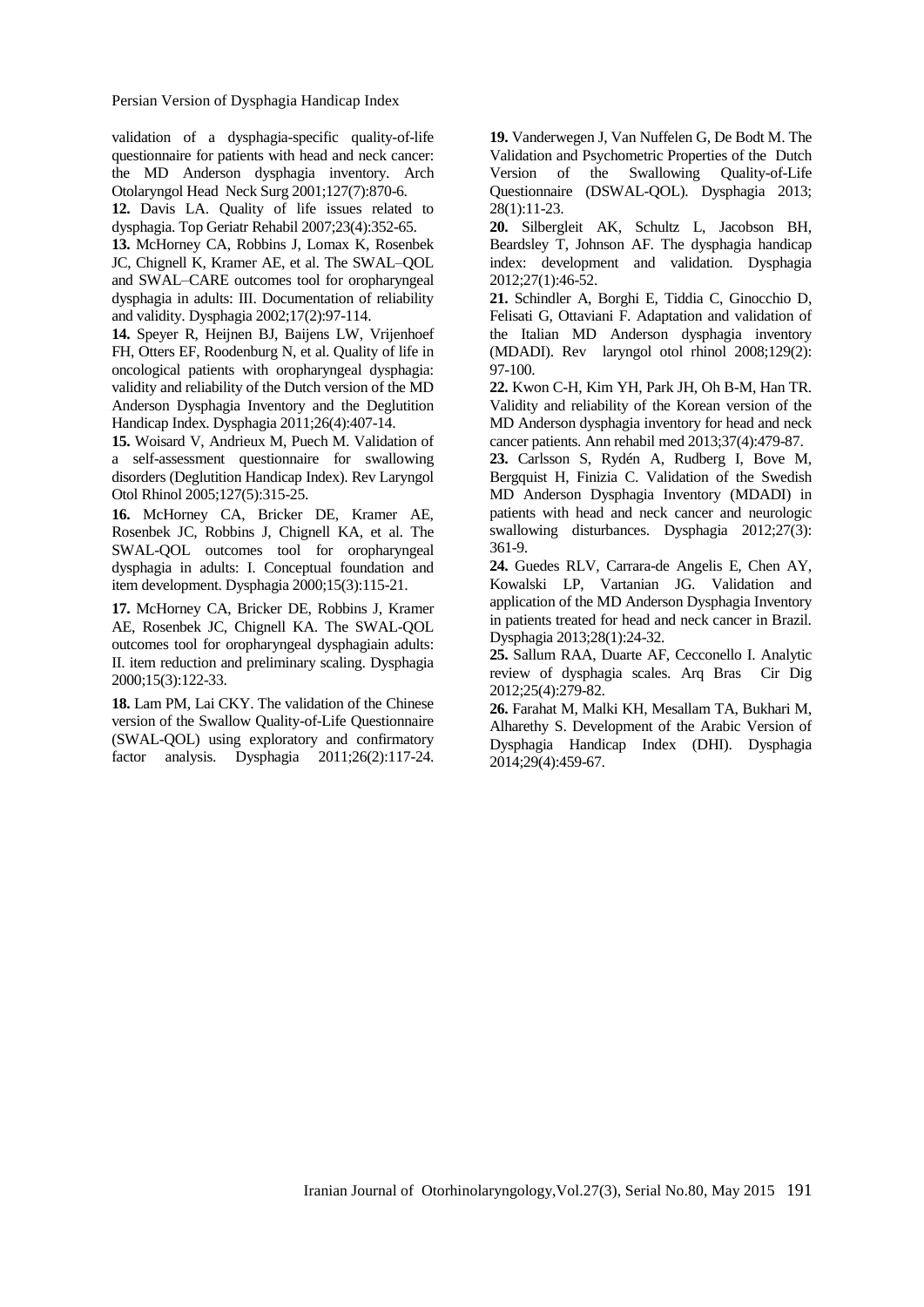validation of a dysphagia-specific quality-of-life questionnaire for patients with head and neck cancer: the MD Anderson dysphagia inventory. Arch Otolaryngol Head Neck Surg 2001;127(7):870-6.

**12.** Davis LA. Quality of life issues related to dysphagia. Top Geriatr Rehabil 2007;23(4):352-65.

**13.** McHorney CA, Robbins J, Lomax K, Rosenbek JC, Chignell K, Kramer AE, et al. The SWAL–QOL and SWAL–CARE outcomes tool for oropharyngeal dysphagia in adults: III. Documentation of reliability and validity. Dysphagia 2002;17(2):97-114.

**14.** Speyer R, Heijnen BJ, Baijens LW, Vrijenhoef FH, Otters EF, Roodenburg N, et al. Quality of life in oncological patients with oropharyngeal dysphagia: validity and reliability of the Dutch version of the MD Anderson Dysphagia Inventory and the Deglutition Handicap Index. Dysphagia 2011;26(4):407-14.

**15.** Woisard V, Andrieux M, Puech M. Validation of a self-assessment questionnaire for swallowing disorders (Deglutition Handicap Index). Rev Laryngol Otol Rhinol 2005;127(5):315-25.

**16.** McHorney CA, Bricker DE, Kramer AE, Rosenbek JC, Robbins J, Chignell KA, et al. The SWAL-QOL outcomes tool for oropharyngeal dysphagia in adults: I. Conceptual foundation and item development. Dysphagia 2000;15(3):115-21.

**17.** McHorney CA, Bricker DE, Robbins J, Kramer AE, Rosenbek JC, Chignell KA. The SWAL-QOL outcomes tool for oropharyngeal dysphagiain adults: II. item reduction and preliminary scaling. Dysphagia 2000;15(3):122-33.

**18.** Lam PM, Lai CKY. The validation of the Chinese version of the Swallow Quality-of-Life Questionnaire (SWAL-QOL) using exploratory and confirmatory factor analysis. Dysphagia 2011;26(2):117-24.

**19.** Vanderwegen J, Van Nuffelen G, De Bodt M. The Validation and Psychometric Properties of the Dutch Version of the Swallowing Quality-of-Life Questionnaire (DSWAL-QOL). Dysphagia 2013; 28(1):11-23.

**20.** Silbergleit AK, Schultz L, Jacobson BH, Beardsley T, Johnson AF. The dysphagia handicap index: development and validation. Dysphagia 2012;27(1):46-52.

**21.** Schindler A, Borghi E, Tiddia C, Ginocchio D, Felisati G, Ottaviani F. Adaptation and validation of the Italian MD Anderson dysphagia inventory (MDADI). Rev laryngol otol rhinol 2008;129(2): 97-100.

**22.** Kwon C-H, Kim YH, Park JH, Oh B-M, Han TR. Validity and reliability of the Korean version of the MD Anderson dysphagia inventory for head and neck cancer patients. Ann rehabil med 2013;37(4):479-87.

**23.** Carlsson S, Rydén A, Rudberg I, Bove M, Bergquist H, Finizia C. Validation of the Swedish MD Anderson Dysphagia Inventory (MDADI) in patients with head and neck cancer and neurologic swallowing disturbances. Dysphagia 2012;27(3): 361-9.

**24.** Guedes RLV, Carrara-de Angelis E, Chen AY, Kowalski LP, Vartanian JG. Validation and application of the MD Anderson Dysphagia Inventory in patients treated for head and neck cancer in Brazil. Dysphagia 2013;28(1):24-32.

**25.** Sallum RAA, Duarte AF, Cecconello I. Analytic review of dysphagia scales. Arq Bras Cir Dig 2012;25(4):279-82.

**26.** Farahat M, Malki KH, Mesallam TA, Bukhari M, Alharethy S. Development of the Arabic Version of Dysphagia Handicap Index (DHI). Dysphagia 2014;29(4):459-67.